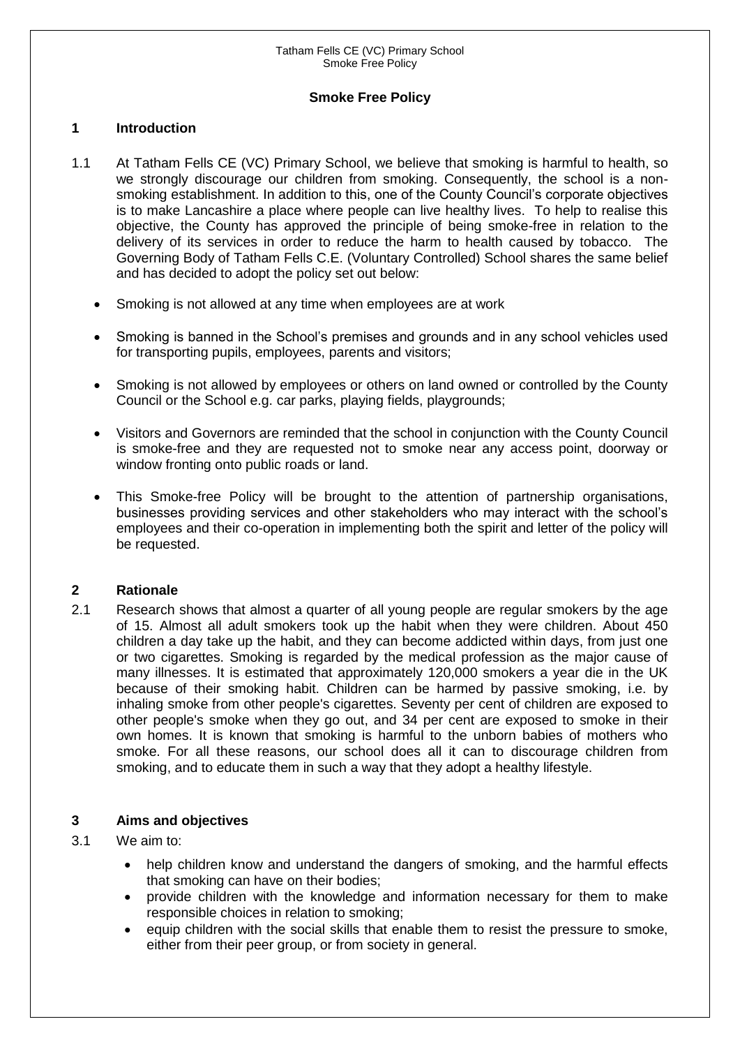# Smoke Free Policy

## 1 Introduction

1.1 At Tatham Fells CE (VC) Primary School, we believe that smoking is harmful to health, so we strongly discourage our children from smoking. Consequently, the school is a non-smoking establishment. In addition to this, one of the County Council's corporate objectives is to make Lancashire a place where people can live healthy lives. To help to realise this objective, the County has approved the principle of being smoke-free in relation to the delivery of its services in order to reduce the harm to health caused by tobacco. The Governing Body of Tatham Fells C.E. (Voluntary Controlled) School shares the same belief and has decided to adopt the policy set out below:

- Smoking is not allowed at any time when employees are at work
- Smoking is banned in the School's premises and grounds and in any school vehicles used for transporting pupils, employees, parents and visitors;
- Smoking is not allowed by employees or others on land owned or controlled by the County Council or the School e.g. car parks, playing fields, playgrounds;
- Visitors and Governors are reminded that the school in conjunction with the County Council is smoke-free and they are requested not to smoke near any access point, doorway or window fronting onto public roads or land.
- This Smoke-free Policy will be brought to the attention of partnership organisations, businesses providing services and other stakeholders who may interact with the school's employees and their co-operation in implementing both the spirit and letter of the policy will be requested.

## 2 Rationale

2.1 Research shows that almost a quarter of all young people are regular smokers by the age of 15. Almost all adult smokers took up the habit when they were children. About 450 children a day take up the habit, and they can become addicted within days, from just one or two cigarettes. Smoking is regarded by the medical profession as the major cause of many illnesses. It is estimated that approximately 120,000 smokers a year die in the UK because of their smoking habit. Children can be harmed by passive smoking, i.e. by inhaling smoke from other people's cigarettes. Seventy per cent of children are exposed to other people's smoke when they go out, and 34 per cent are exposed to smoke in their own homes. It is known that smoking is harmful to the unborn babies of mothers who smoke. For all these reasons, our school does all it can to discourage children from smoking, and to educate them in such a way that they adopt a healthy lifestyle.

## 3 Aims and objectives

3.1 We aim to:

- help children know and understand the dangers of smoking, and the harmful effects that smoking can have on their bodies;
- provide children with the knowledge and information necessary for them to make responsible choices in relation to smoking;
- equip children with the social skills that enable them to resist the pressure to smoke, either from their peer group, or from society in general.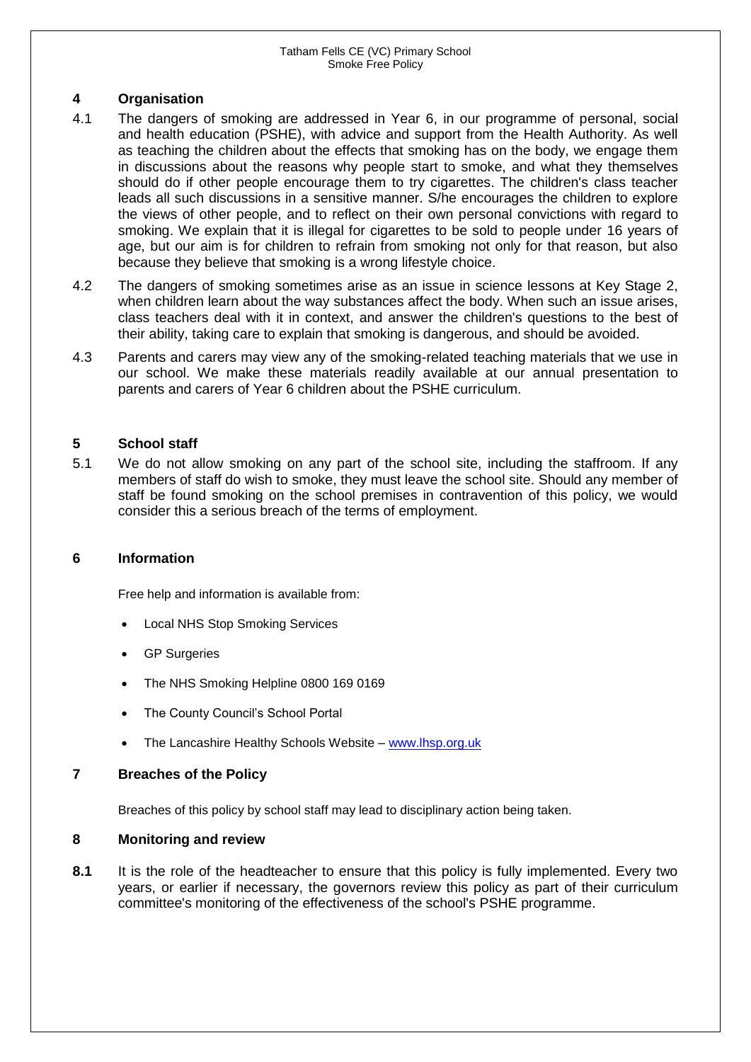## 4 Organisation

4.1 The dangers of smoking are addressed in Year 6, in our programme of personal, social and health education (PSHE), with advice and support from the Health Authority. As well as teaching the children about the effects that smoking has on the body, we engage them in discussions about the reasons why people start to smoke, and what they themselves should do if other people encourage them to try cigarettes. The children's class teacher leads all such discussions in a sensitive manner. S/he encourages the children to explore the views of other people, and to reflect on their own personal convictions with regard to smoking. We explain that it is illegal for cigarettes to be sold to people under 16 years of age, but our aim is for children to refrain from smoking not only for that reason, but also because they believe that smoking is a wrong lifestyle choice.

4.2 The dangers of smoking sometimes arise as an issue in science lessons at Key Stage 2, when children learn about the way substances affect the body. When such an issue arises, class teachers deal with it in context, and answer the children's questions to the best of their ability, taking care to explain that smoking is dangerous, and should be avoided.

4.3 Parents and carers may view any of the smoking-related teaching materials that we use in our school. We make these materials readily available at our annual presentation to parents and carers of Year 6 children about the PSHE curriculum.

## 5 School staff

5.1 We do not allow smoking on any part of the school site, including the staffroom. If any members of staff do wish to smoke, they must leave the school site. Should any member of staff be found smoking on the school premises in contravention of this policy, we would consider this a serious breach of the terms of employment.

## 6 Information

Free help and information is available from:

- Local NHS Stop Smoking Services
- GP Surgeries
- The NHS Smoking Helpline 0800 169 0169
- The County Council's School Portal
- The Lancashire Healthy Schools Website – [www.lhsp.org.uk](http://www.lhsp.org.uk)

## 7 Breaches of the Policy

Breaches of this policy by school staff may lead to disciplinary action being taken.

## 8 Monitoring and review

**8.1** It is the role of the headteacher to ensure that this policy is fully implemented. Every two years, or earlier if necessary, the governors review this policy as part of their curriculum committee's monitoring of the effectiveness of the school's PSHE programme.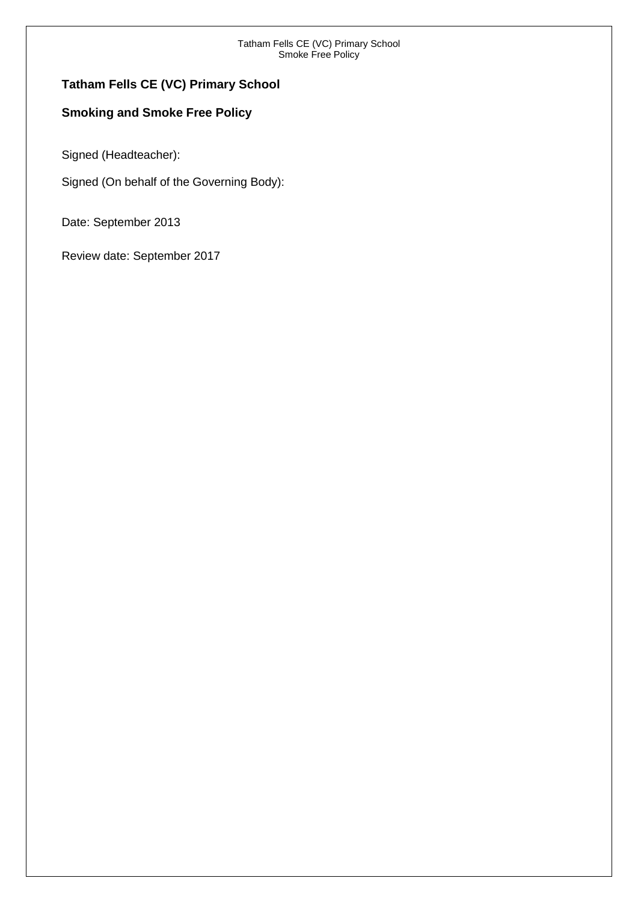**Tatham Fells CE (VC) Primary School**

**Smoking and Smoke Free Policy**

Signed (Headteacher):

Signed (On behalf of the Governing Body):

Date: September 2013

Review date: September 2017